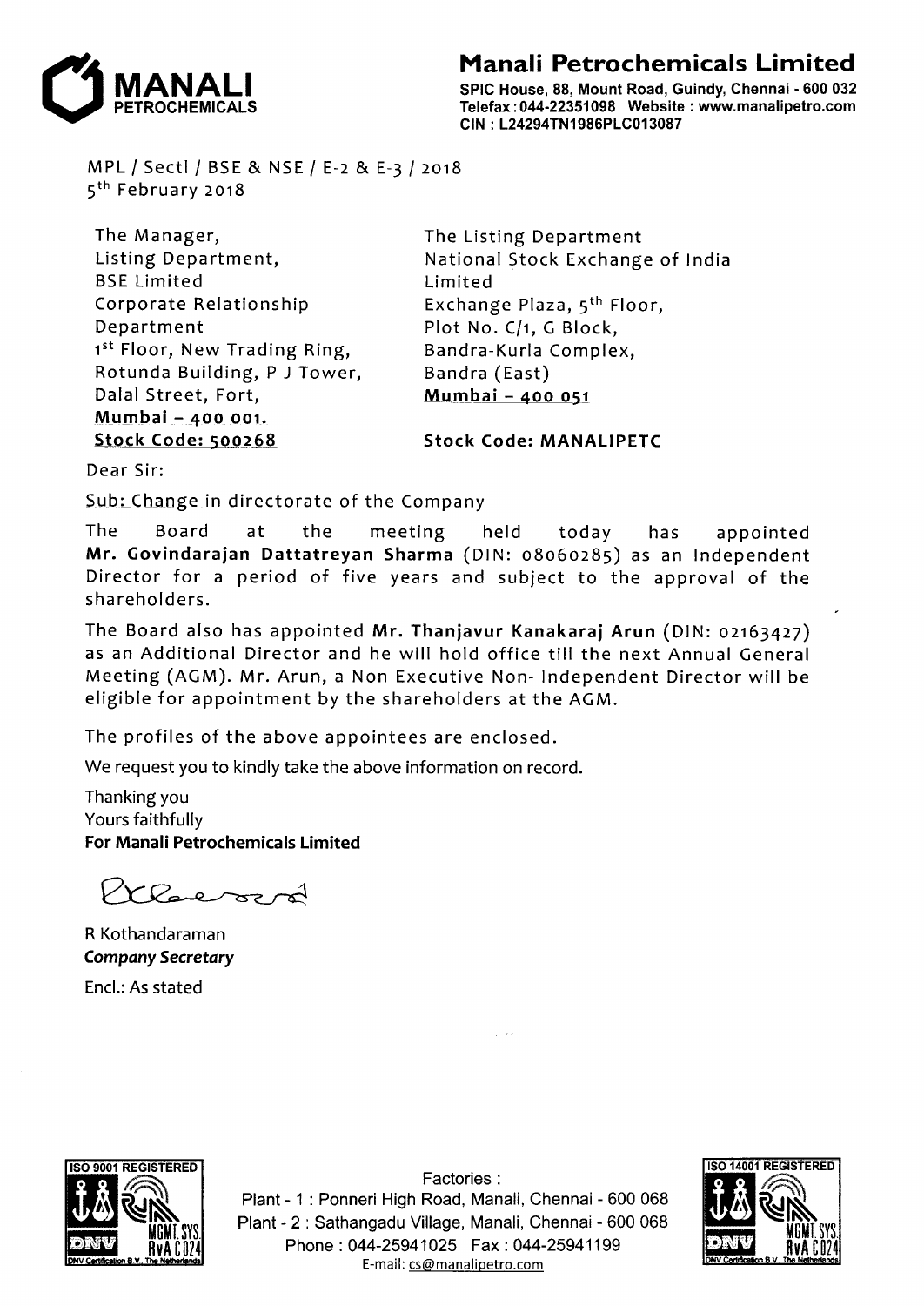# Manali Petrochemicals Limited

SPIC House, 88, Mount Road, Guindy, Chennai - 600 032
Telefax : 044-22351098 Website : www.manalipetro.com
CIN : L24294TN1986PLC013087

MPL / Sectl / BSE & NSE / E-2 & E-3 / 2018
5th February 2018

The Manager,
Listing Department,
BSE Limited
Corporate Relationship Department
1st Floor, New Trading Ring,
Rotunda Building, P J Tower,
Dalal Street, Fort,
**Mumbai – 400 001.**
**Stock Code: 500268**

The Listing Department
National Stock Exchange of India Limited
Exchange Plaza, 5th Floor,
Plot No. C/1, G Block,
Bandra-Kurla Complex,
Bandra (East)
**Mumbai – 400 051**

**Stock Code: MANALIPETC**

Dear Sir:

Sub: Change in directorate of the Company

The Board at the meeting held today has appointed **Mr. Govindarajan Dattatreyan Sharma** (DIN: 08060285) as an Independent Director for a period of five years and subject to the approval of the shareholders.

The Board also has appointed **Mr. Thanjavur Kanakaraj Arun** (DIN: 02163427) as an Additional Director and he will hold office till the next Annual General Meeting (AGM). Mr. Arun, a Non Executive Non- Independent Director will be eligible for appointment by the shareholders at the AGM.

The profiles of the above appointees are enclosed.

We request you to kindly take the above information on record.

Thanking you
Yours faithfully
**For Manali Petrochemicals Limited**

R Kothandaraman
***Company Secretary***

Encl.: As stated

Factories :
Plant - 1 : Ponneri High Road, Manali, Chennai - 600 068
Plant - 2 : Sathangadu Village, Manali, Chennai - 600 068
Phone : 044-25941025 Fax : 044-25941199
E-mail: cs@manalipetro.com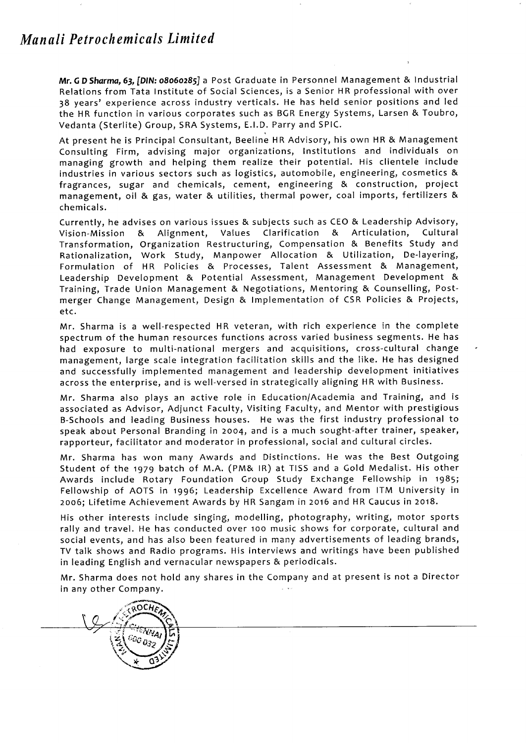*Manali Petrochemicals Limited*

**Mr. G D Sharma, 63, [DIN: 08060285]** a Post Graduate in Personnel Management & Industrial Relations from Tata Institute of Social Sciences, is a Senior HR professional with over 38 years' experience across industry verticals. He has held senior positions and led the HR function in various corporates such as BGR Energy Systems, Larsen & Toubro, Vedanta (Sterlite) Group, SRA Systems, E.I.D. Parry and SPIC.

At present he is Principal Consultant, Beeline HR Advisory, his own HR & Management Consulting Firm, advising major organizations, Institutions and individuals on managing growth and helping them realize their potential. His clientele include industries in various sectors such as logistics, automobile, engineering, cosmetics & fragrances, sugar and chemicals, cement, engineering & construction, project management, oil & gas, water & utilities, thermal power, coal imports, fertilizers & chemicals.

Currently, he advises on various issues & subjects such as CEO & Leadership Advisory, Vision-Mission & Alignment, Values Clarification & Articulation, Cultural Transformation, Organization Restructuring, Compensation & Benefits Study and Rationalization, Work Study, Manpower Allocation & Utilization, De-layering, Formulation of HR Policies & Processes, Talent Assessment & Management, Leadership Development & Potential Assessment, Management Development & Training, Trade Union Management & Negotiations, Mentoring & Counselling, Post-merger Change Management, Design & Implementation of CSR Policies & Projects, etc.

Mr. Sharma is a well-respected HR veteran, with rich experience in the complete spectrum of the human resources functions across varied business segments. He has had exposure to multi-national mergers and acquisitions, cross-cultural change management, large scale integration facilitation skills and the like. He has designed and successfully implemented management and leadership development initiatives across the enterprise, and is well-versed in strategically aligning HR with Business.

Mr. Sharma also plays an active role in Education/Academia and Training, and is associated as Advisor, Adjunct Faculty, Visiting Faculty, and Mentor with prestigious B-Schools and leading Business houses. He was the first industry professional to speak about Personal Branding in 2004, and is a much sought-after trainer, speaker, rapporteur, facilitator and moderator in professional, social and cultural circles.

Mr. Sharma has won many Awards and Distinctions. He was the Best Outgoing Student of the 1979 batch of M.A. (PM& IR) at TISS and a Gold Medalist. His other Awards include Rotary Foundation Group Study Exchange Fellowship in 1985; Fellowship of AOTS in 1996; Leadership Excellence Award from ITM University in 2006; Lifetime Achievement Awards by HR Sangam in 2016 and HR Caucus in 2018.

His other interests include singing, modelling, photography, writing, motor sports rally and travel. He has conducted over 100 music shows for corporate, cultural and social events, and has also been featured in many advertisements of leading brands, TV talk shows and Radio programs. His interviews and writings have been published in leading English and vernacular newspapers & periodicals.

Mr. Sharma does not hold any shares in the Company and at present is not a Director in any other Company.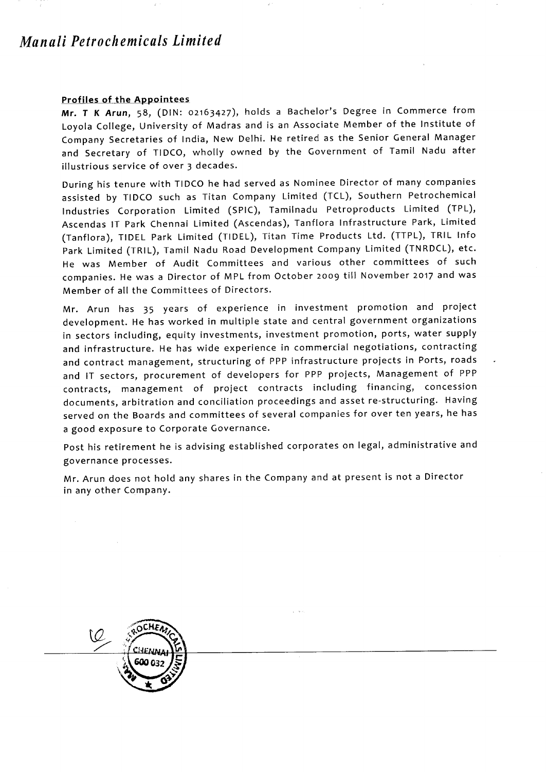## Profiles of the Appointees

**Mr. T K Arun**, 58, (DIN: 02163427), holds a Bachelor's Degree in Commerce from Loyola College, University of Madras and is an Associate Member of the Institute of Company Secretaries of India, New Delhi. He retired as the Senior General Manager and Secretary of TIDCO, wholly owned by the Government of Tamil Nadu after illustrious service of over 3 decades.

During his tenure with TIDCO he had served as Nominee Director of many companies assisted by TIDCO such as Titan Company Limited (TCL), Southern Petrochemical Industries Corporation Limited (SPIC), Tamilnadu Petroproducts Limited (TPL), Ascendas IT Park Chennai Limited (Ascendas), Tanflora Infrastructure Park, Limited (Tanflora), TIDEL Park Limited (TIDEL), Titan Time Products Ltd. (TTPL), TRIL Info Park Limited (TRIL), Tamil Nadu Road Development Company Limited (TNRDCL), etc. He was Member of Audit Committees and various other committees of such companies. He was a Director of MPL from October 2009 till November 2017 and was Member of all the Committees of Directors.

Mr. Arun has 35 years of experience in investment promotion and project development. He has worked in multiple state and central government organizations in sectors including, equity investments, investment promotion, ports, water supply and infrastructure. He has wide experience in commercial negotiations, contracting and contract management, structuring of PPP infrastructure projects in Ports, roads and IT sectors, procurement of developers for PPP projects, Management of PPP contracts, management of project contracts including financing, concession documents, arbitration and conciliation proceedings and asset re-structuring. Having served on the Boards and committees of several companies for over ten years, he has a good exposure to Corporate Governance.

Post his retirement he is advising established corporates on legal, administrative and governance processes.

Mr. Arun does not hold any shares in the Company and at present is not a Director in any other Company.